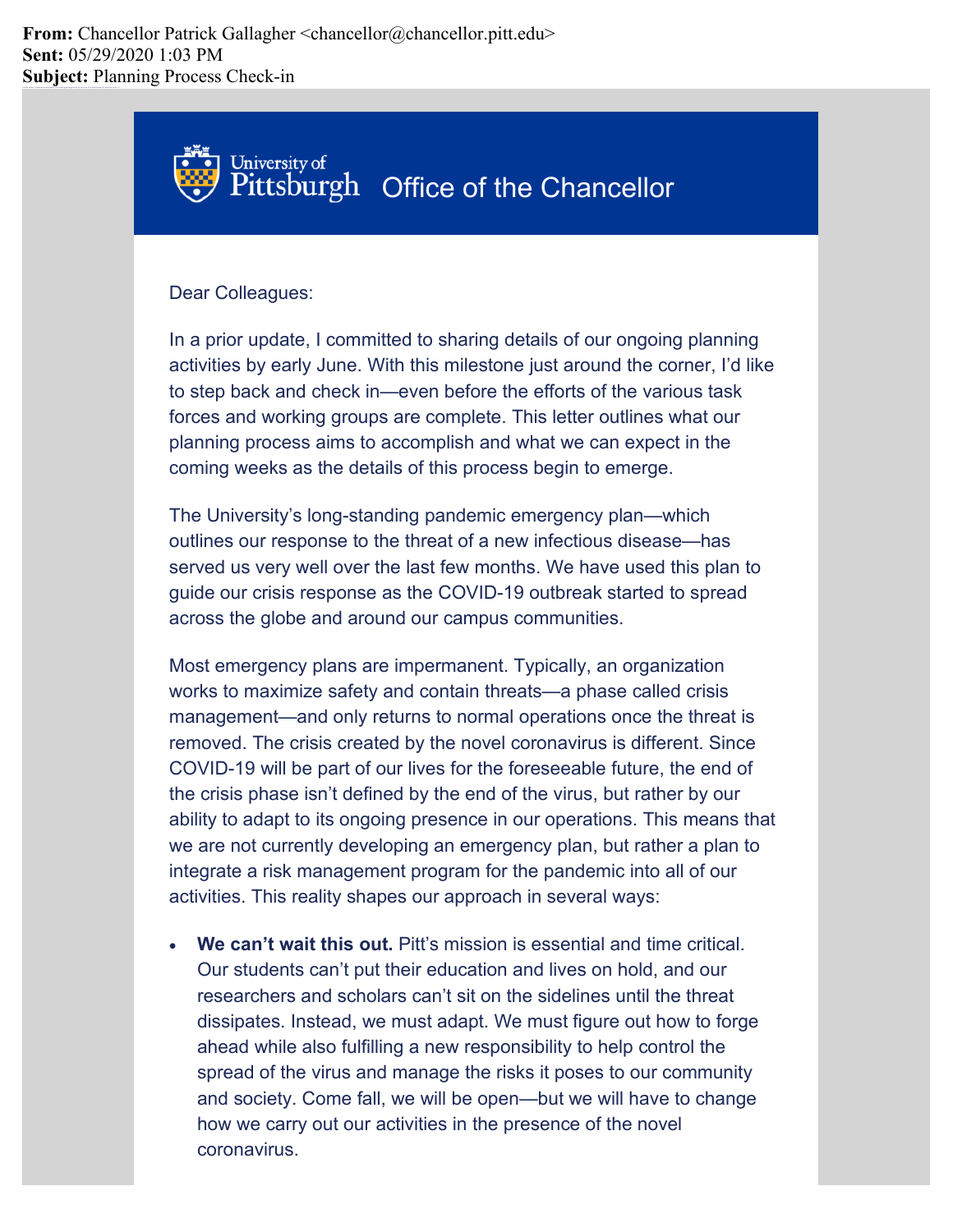**From:** Chancellor Patrick Gallagher <chancellor@chancellor.pitt.edu>
**Sent:** 05/29/2020 1:03 PM
**Subject:** Planning Process Check-in

University of Pittsburgh Office of the Chancellor

Dear Colleagues:

In a prior update, I committed to sharing details of our ongoing planning activities by early June. With this milestone just around the corner, I'd like to step back and check in—even before the efforts of the various task forces and working groups are complete. This letter outlines what our planning process aims to accomplish and what we can expect in the coming weeks as the details of this process begin to emerge.

The University's long-standing pandemic emergency plan—which outlines our response to the threat of a new infectious disease—has served us very well over the last few months. We have used this plan to guide our crisis response as the COVID-19 outbreak started to spread across the globe and around our campus communities.

Most emergency plans are impermanent. Typically, an organization works to maximize safety and contain threats—a phase called crisis management—and only returns to normal operations once the threat is removed. The crisis created by the novel coronavirus is different. Since COVID-19 will be part of our lives for the foreseeable future, the end of the crisis phase isn't defined by the end of the virus, but rather by our ability to adapt to its ongoing presence in our operations. This means that we are not currently developing an emergency plan, but rather a plan to integrate a risk management program for the pandemic into all of our activities. This reality shapes our approach in several ways:

- **We can't wait this out.** Pitt's mission is essential and time critical. Our students can't put their education and lives on hold, and our researchers and scholars can't sit on the sidelines until the threat dissipates. Instead, we must adapt. We must figure out how to forge ahead while also fulfilling a new responsibility to help control the spread of the virus and manage the risks it poses to our community and society. Come fall, we will be open—but we will have to change how we carry out our activities in the presence of the novel coronavirus.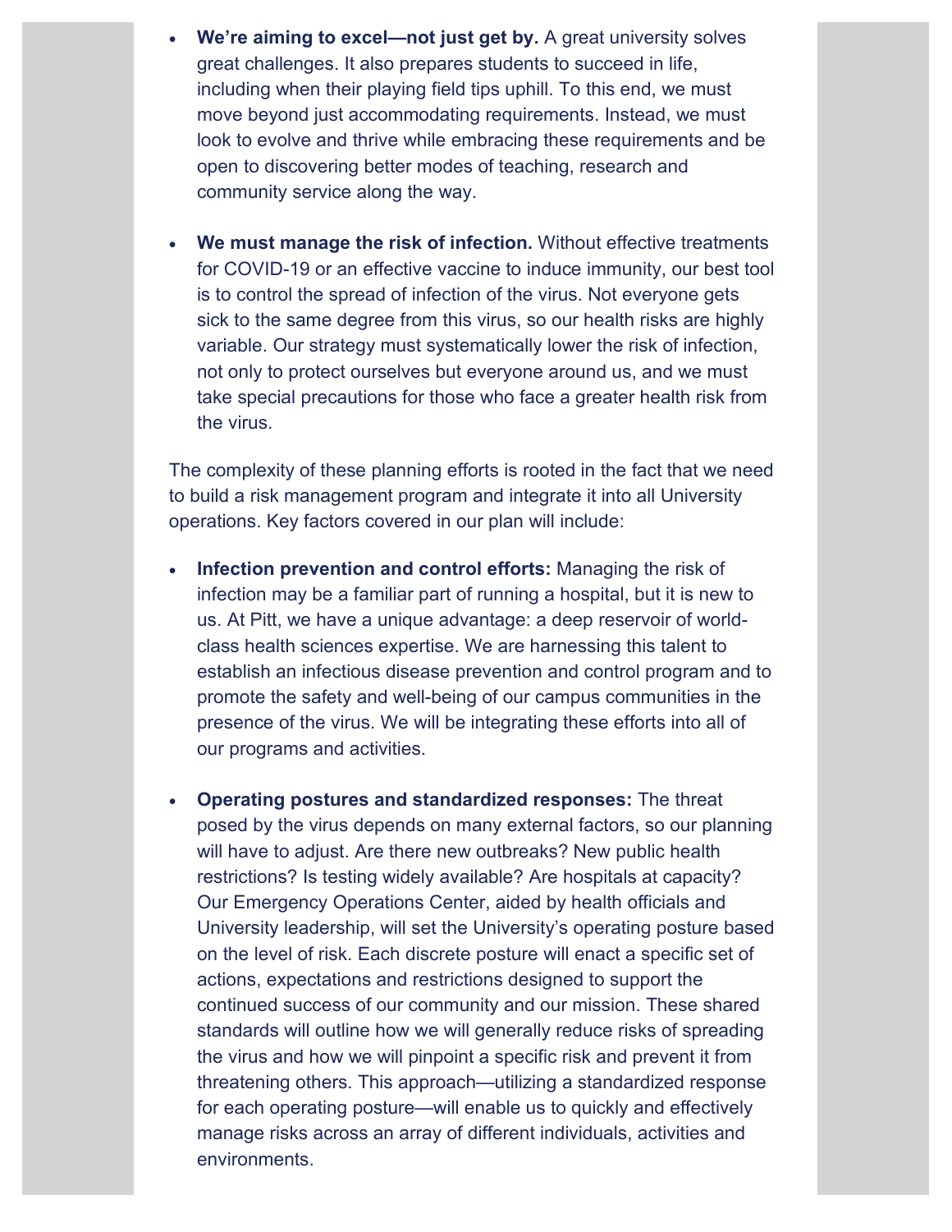- **We're aiming to excel—not just get by.** A great university solves great challenges. It also prepares students to succeed in life, including when their playing field tips uphill. To this end, we must move beyond just accommodating requirements. Instead, we must look to evolve and thrive while embracing these requirements and be open to discovering better modes of teaching, research and community service along the way.

- **We must manage the risk of infection.** Without effective treatments for COVID-19 or an effective vaccine to induce immunity, our best tool is to control the spread of infection of the virus. Not everyone gets sick to the same degree from this virus, so our health risks are highly variable. Our strategy must systematically lower the risk of infection, not only to protect ourselves but everyone around us, and we must take special precautions for those who face a greater health risk from the virus.

The complexity of these planning efforts is rooted in the fact that we need to build a risk management program and integrate it into all University operations. Key factors covered in our plan will include:

- **Infection prevention and control efforts:** Managing the risk of infection may be a familiar part of running a hospital, but it is new to us. At Pitt, we have a unique advantage: a deep reservoir of world-class health sciences expertise. We are harnessing this talent to establish an infectious disease prevention and control program and to promote the safety and well-being of our campus communities in the presence of the virus. We will be integrating these efforts into all of our programs and activities.

- **Operating postures and standardized responses:** The threat posed by the virus depends on many external factors, so our planning will have to adjust. Are there new outbreaks? New public health restrictions? Is testing widely available? Are hospitals at capacity? Our Emergency Operations Center, aided by health officials and University leadership, will set the University's operating posture based on the level of risk. Each discrete posture will enact a specific set of actions, expectations and restrictions designed to support the continued success of our community and our mission. These shared standards will outline how we will generally reduce risks of spreading the virus and how we will pinpoint a specific risk and prevent it from threatening others. This approach—utilizing a standardized response for each operating posture—will enable us to quickly and effectively manage risks across an array of different individuals, activities and environments.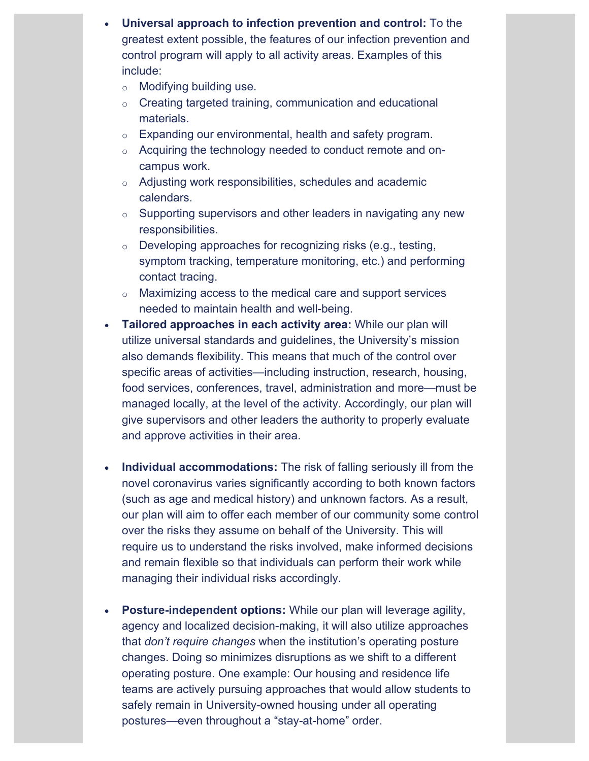- **Universal approach to infection prevention and control:** To the greatest extent possible, the features of our infection prevention and control program will apply to all activity areas. Examples of this include:
    - Modifying building use.
    - Creating targeted training, communication and educational materials.
    - Expanding our environmental, health and safety program.
    - Acquiring the technology needed to conduct remote and on-campus work.
    - Adjusting work responsibilities, schedules and academic calendars.
    - Supporting supervisors and other leaders in navigating any new responsibilities.
    - Developing approaches for recognizing risks (e.g., testing, symptom tracking, temperature monitoring, etc.) and performing contact tracing.
    - Maximizing access to the medical care and support services needed to maintain health and well-being.
- **Tailored approaches in each activity area:** While our plan will utilize universal standards and guidelines, the University's mission also demands flexibility. This means that much of the control over specific areas of activities—including instruction, research, housing, food services, conferences, travel, administration and more—must be managed locally, at the level of the activity. Accordingly, our plan will give supervisors and other leaders the authority to properly evaluate and approve activities in their area.

- **Individual accommodations:** The risk of falling seriously ill from the novel coronavirus varies significantly according to both known factors (such as age and medical history) and unknown factors. As a result, our plan will aim to offer each member of our community some control over the risks they assume on behalf of the University. This will require us to understand the risks involved, make informed decisions and remain flexible so that individuals can perform their work while managing their individual risks accordingly.

- **Posture-independent options:** While our plan will leverage agility, agency and localized decision-making, it will also utilize approaches that *don't require changes* when the institution's operating posture changes. Doing so minimizes disruptions as we shift to a different operating posture. One example: Our housing and residence life teams are actively pursuing approaches that would allow students to safely remain in University-owned housing under all operating postures—even throughout a "stay-at-home" order.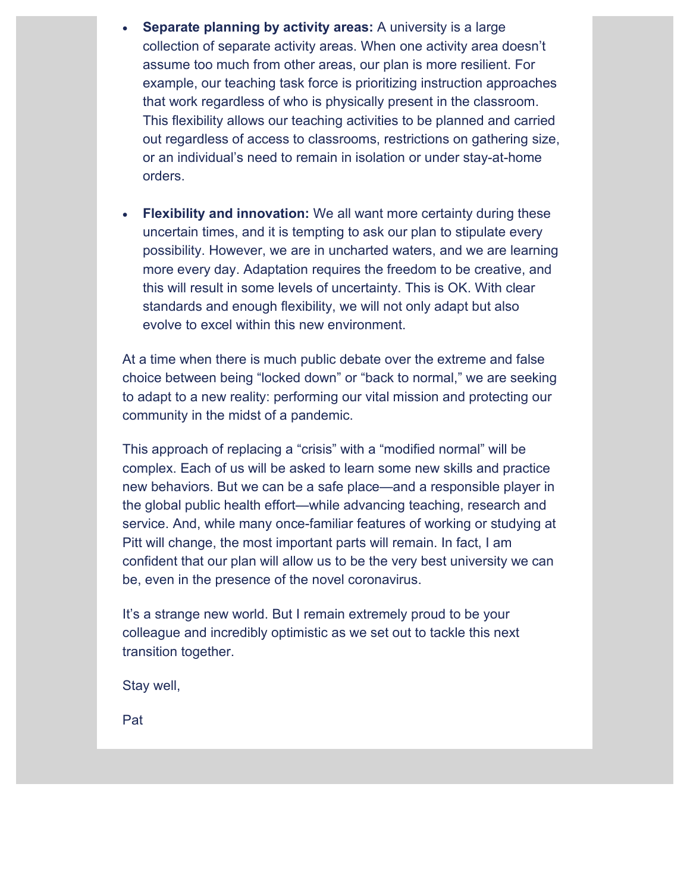- **Separate planning by activity areas:** A university is a large collection of separate activity areas. When one activity area doesn't assume too much from other areas, our plan is more resilient. For example, our teaching task force is prioritizing instruction approaches that work regardless of who is physically present in the classroom. This flexibility allows our teaching activities to be planned and carried out regardless of access to classrooms, restrictions on gathering size, or an individual's need to remain in isolation or under stay-at-home orders.

- **Flexibility and innovation:** We all want more certainty during these uncertain times, and it is tempting to ask our plan to stipulate every possibility. However, we are in uncharted waters, and we are learning more every day. Adaptation requires the freedom to be creative, and this will result in some levels of uncertainty. This is OK. With clear standards and enough flexibility, we will not only adapt but also evolve to excel within this new environment.

At a time when there is much public debate over the extreme and false choice between being "locked down" or "back to normal," we are seeking to adapt to a new reality: performing our vital mission and protecting our community in the midst of a pandemic.

This approach of replacing a "crisis" with a "modified normal" will be complex. Each of us will be asked to learn some new skills and practice new behaviors. But we can be a safe place—and a responsible player in the global public health effort—while advancing teaching, research and service. And, while many once-familiar features of working or studying at Pitt will change, the most important parts will remain. In fact, I am confident that our plan will allow us to be the very best university we can be, even in the presence of the novel coronavirus.

It's a strange new world. But I remain extremely proud to be your colleague and incredibly optimistic as we set out to tackle this next transition together.

Stay well,

Pat